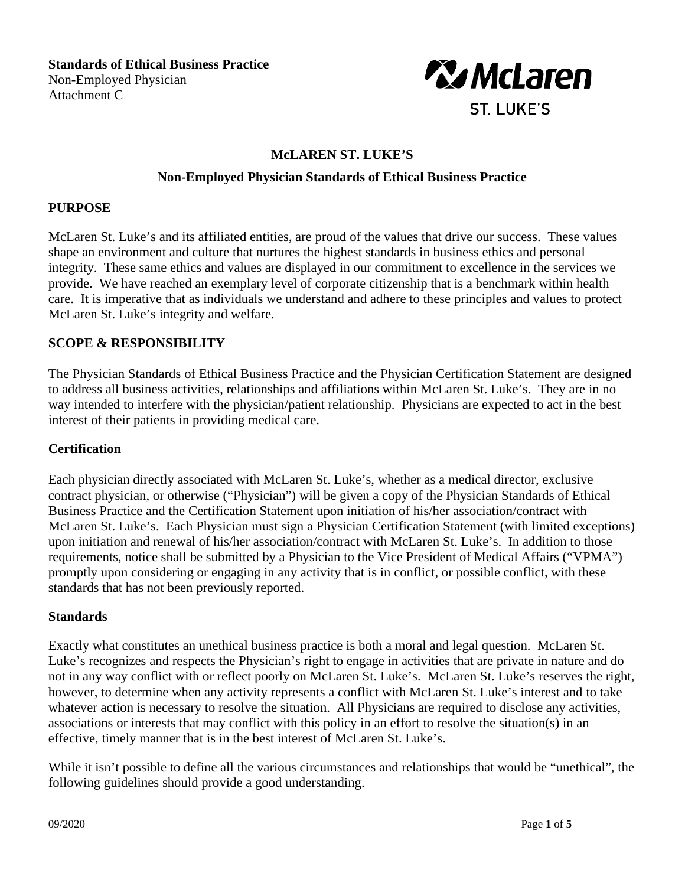**Standards of Ethical Business Practice**
Non-Employed Physician
Attachment C

McLaren
ST. LUKE'S

# McLAREN ST. LUKE'S

## Non-Employed Physician Standards of Ethical Business Practice

### PURPOSE

McLaren St. Luke's and its affiliated entities, are proud of the values that drive our success. These values shape an environment and culture that nurtures the highest standards in business ethics and personal integrity. These same ethics and values are displayed in our commitment to excellence in the services we provide. We have reached an exemplary level of corporate citizenship that is a benchmark within health care. It is imperative that as individuals we understand and adhere to these principles and values to protect McLaren St. Luke's integrity and welfare.

### SCOPE & RESPONSIBILITY

The Physician Standards of Ethical Business Practice and the Physician Certification Statement are designed to address all business activities, relationships and affiliations within McLaren St. Luke's. They are in no way intended to interfere with the physician/patient relationship. Physicians are expected to act in the best interest of their patients in providing medical care.

### Certification

Each physician directly associated with McLaren St. Luke's, whether as a medical director, exclusive contract physician, or otherwise ("Physician") will be given a copy of the Physician Standards of Ethical Business Practice and the Certification Statement upon initiation of his/her association/contract with McLaren St. Luke's. Each Physician must sign a Physician Certification Statement (with limited exceptions) upon initiation and renewal of his/her association/contract with McLaren St. Luke's. In addition to those requirements, notice shall be submitted by a Physician to the Vice President of Medical Affairs ("VPMA") promptly upon considering or engaging in any activity that is in conflict, or possible conflict, with these standards that has not been previously reported.

### Standards

Exactly what constitutes an unethical business practice is both a moral and legal question. McLaren St. Luke's recognizes and respects the Physician's right to engage in activities that are private in nature and do not in any way conflict with or reflect poorly on McLaren St. Luke's. McLaren St. Luke's reserves the right, however, to determine when any activity represents a conflict with McLaren St. Luke's interest and to take whatever action is necessary to resolve the situation. All Physicians are required to disclose any activities, associations or interests that may conflict with this policy in an effort to resolve the situation(s) in an effective, timely manner that is in the best interest of McLaren St. Luke's.

While it isn't possible to define all the various circumstances and relationships that would be "unethical", the following guidelines should provide a good understanding.

09/2020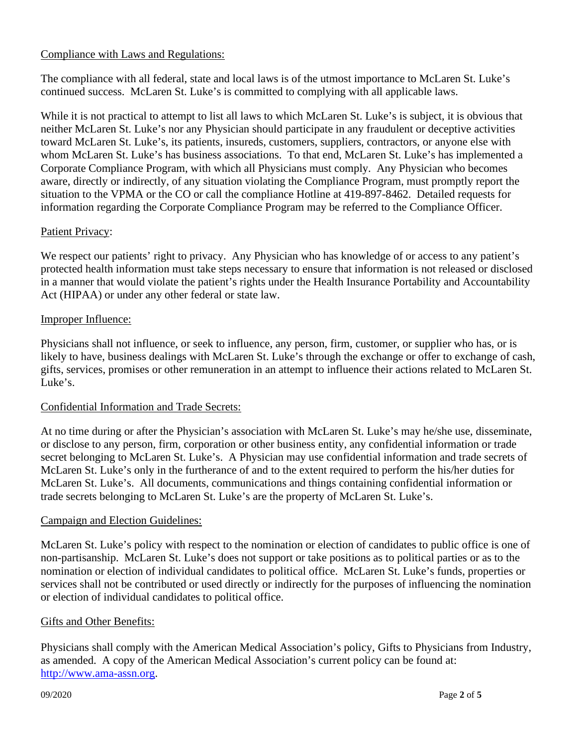## Compliance with Laws and Regulations:

The compliance with all federal, state and local laws is of the utmost importance to McLaren St. Luke's continued success. McLaren St. Luke's is committed to complying with all applicable laws.

While it is not practical to attempt to list all laws to which McLaren St. Luke's is subject, it is obvious that neither McLaren St. Luke's nor any Physician should participate in any fraudulent or deceptive activities toward McLaren St. Luke's, its patients, insureds, customers, suppliers, contractors, or anyone else with whom McLaren St. Luke's has business associations. To that end, McLaren St. Luke's has implemented a Corporate Compliance Program, with which all Physicians must comply. Any Physician who becomes aware, directly or indirectly, of any situation violating the Compliance Program, must promptly report the situation to the VPMA or the CO or call the compliance Hotline at 419-897-8462. Detailed requests for information regarding the Corporate Compliance Program may be referred to the Compliance Officer.

## Patient Privacy:

We respect our patients' right to privacy. Any Physician who has knowledge of or access to any patient's protected health information must take steps necessary to ensure that information is not released or disclosed in a manner that would violate the patient's rights under the Health Insurance Portability and Accountability Act (HIPAA) or under any other federal or state law.

## Improper Influence:

Physicians shall not influence, or seek to influence, any person, firm, customer, or supplier who has, or is likely to have, business dealings with McLaren St. Luke's through the exchange or offer to exchange of cash, gifts, services, promises or other remuneration in an attempt to influence their actions related to McLaren St. Luke's.

## Confidential Information and Trade Secrets:

At no time during or after the Physician's association with McLaren St. Luke's may he/she use, disseminate, or disclose to any person, firm, corporation or other business entity, any confidential information or trade secret belonging to McLaren St. Luke's. A Physician may use confidential information and trade secrets of McLaren St. Luke's only in the furtherance of and to the extent required to perform the his/her duties for McLaren St. Luke's. All documents, communications and things containing confidential information or trade secrets belonging to McLaren St. Luke's are the property of McLaren St. Luke's.

## Campaign and Election Guidelines:

McLaren St. Luke's policy with respect to the nomination or election of candidates to public office is one of non-partisanship. McLaren St. Luke's does not support or take positions as to political parties or as to the nomination or election of individual candidates to political office. McLaren St. Luke's funds, properties or services shall not be contributed or used directly or indirectly for the purposes of influencing the nomination or election of individual candidates to political office.

## Gifts and Other Benefits:

Physicians shall comply with the American Medical Association's policy, Gifts to Physicians from Industry, as amended. A copy of the American Medical Association's current policy can be found at: http://www.ama-assn.org.

09/2020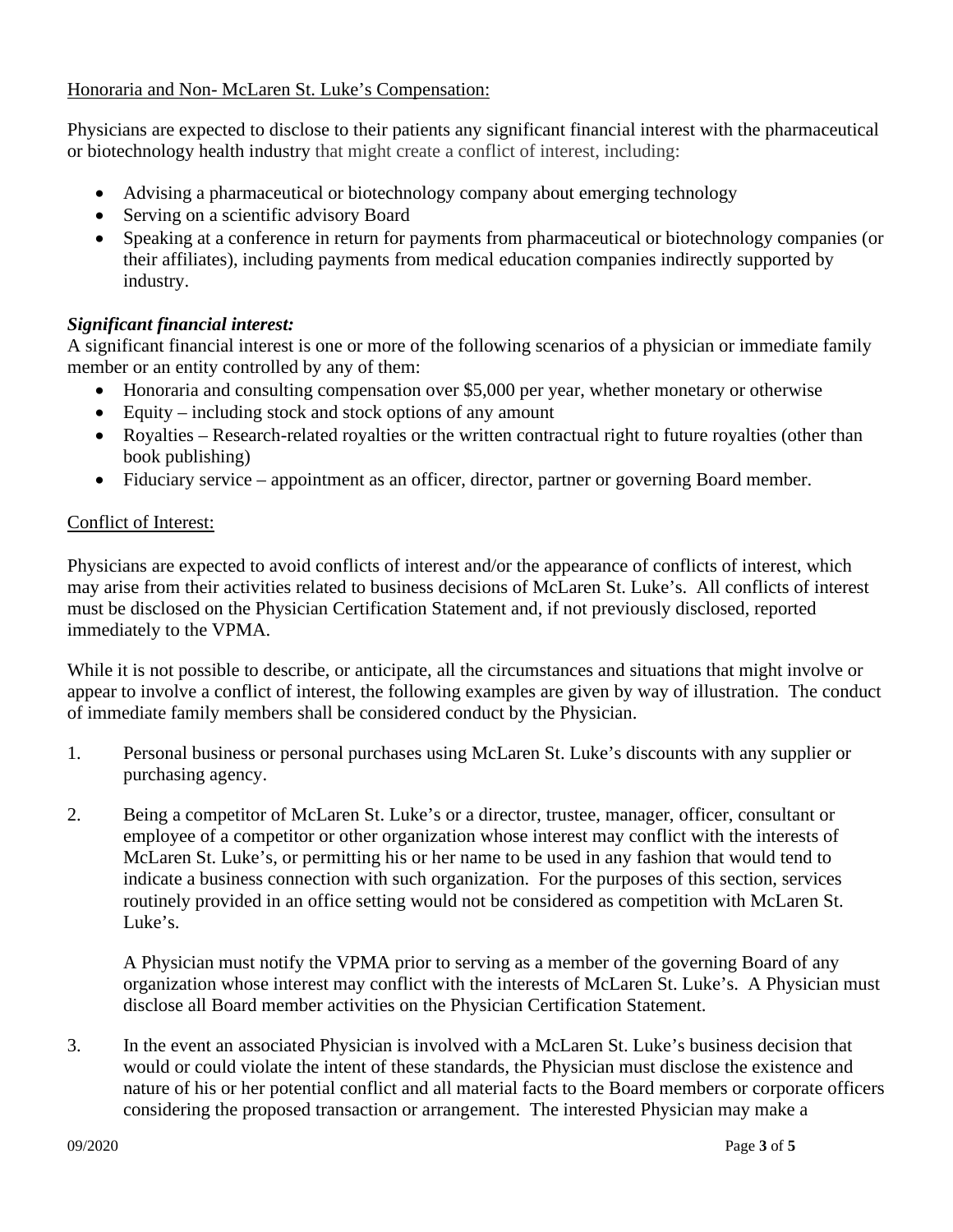Honoraria and Non- McLaren St. Luke's Compensation:

Physicians are expected to disclose to their patients any significant financial interest with the pharmaceutical or biotechnology health industry that might create a conflict of interest, including:

- Advising a pharmaceutical or biotechnology company about emerging technology
- Serving on a scientific advisory Board
- Speaking at a conference in return for payments from pharmaceutical or biotechnology companies (or their affiliates), including payments from medical education companies indirectly supported by industry.

***Significant financial interest:***

A significant financial interest is one or more of the following scenarios of a physician or immediate family member or an entity controlled by any of them:

- Honoraria and consulting compensation over $5,000 per year, whether monetary or otherwise
- Equity – including stock and stock options of any amount
- Royalties – Research-related royalties or the written contractual right to future royalties (other than book publishing)
- Fiduciary service – appointment as an officer, director, partner or governing Board member.

Conflict of Interest:

Physicians are expected to avoid conflicts of interest and/or the appearance of conflicts of interest, which may arise from their activities related to business decisions of McLaren St. Luke's. All conflicts of interest must be disclosed on the Physician Certification Statement and, if not previously disclosed, reported immediately to the VPMA.

While it is not possible to describe, or anticipate, all the circumstances and situations that might involve or appear to involve a conflict of interest, the following examples are given by way of illustration. The conduct of immediate family members shall be considered conduct by the Physician.

1. Personal business or personal purchases using McLaren St. Luke's discounts with any supplier or purchasing agency.

2. Being a competitor of McLaren St. Luke's or a director, trustee, manager, officer, consultant or employee of a competitor or other organization whose interest may conflict with the interests of McLaren St. Luke's, or permitting his or her name to be used in any fashion that would tend to indicate a business connection with such organization. For the purposes of this section, services routinely provided in an office setting would not be considered as competition with McLaren St. Luke's.

   A Physician must notify the VPMA prior to serving as a member of the governing Board of any organization whose interest may conflict with the interests of McLaren St. Luke's. A Physician must disclose all Board member activities on the Physician Certification Statement.

3. In the event an associated Physician is involved with a McLaren St. Luke's business decision that would or could violate the intent of these standards, the Physician must disclose the existence and nature of his or her potential conflict and all material facts to the Board members or corporate officers considering the proposed transaction or arrangement. The interested Physician may make a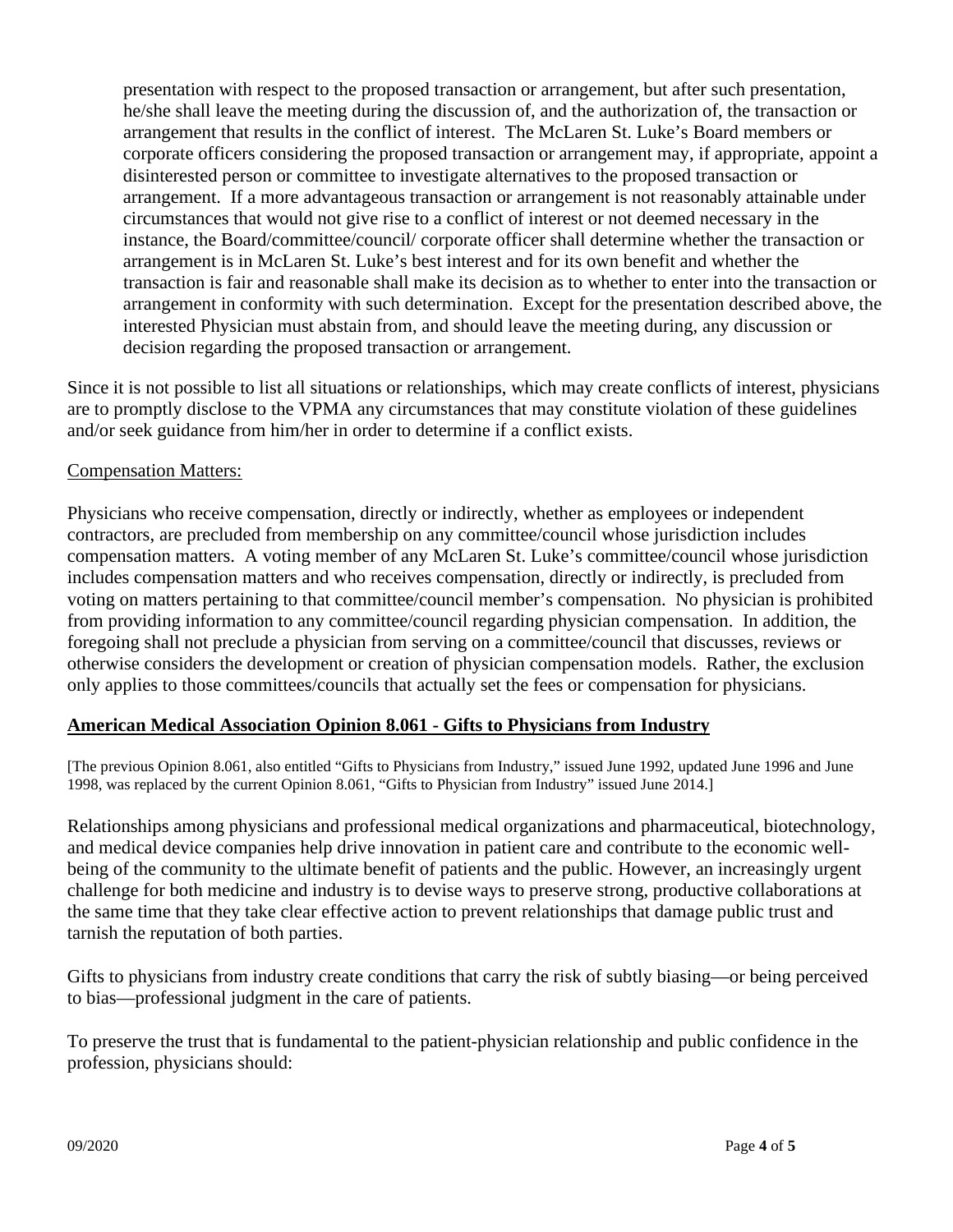presentation with respect to the proposed transaction or arrangement, but after such presentation, he/she shall leave the meeting during the discussion of, and the authorization of, the transaction or arrangement that results in the conflict of interest. The McLaren St. Luke's Board members or corporate officers considering the proposed transaction or arrangement may, if appropriate, appoint a disinterested person or committee to investigate alternatives to the proposed transaction or arrangement. If a more advantageous transaction or arrangement is not reasonably attainable under circumstances that would not give rise to a conflict of interest or not deemed necessary in the instance, the Board/committee/council/ corporate officer shall determine whether the transaction or arrangement is in McLaren St. Luke's best interest and for its own benefit and whether the transaction is fair and reasonable shall make its decision as to whether to enter into the transaction or arrangement in conformity with such determination. Except for the presentation described above, the interested Physician must abstain from, and should leave the meeting during, any discussion or decision regarding the proposed transaction or arrangement.

Since it is not possible to list all situations or relationships, which may create conflicts of interest, physicians are to promptly disclose to the VPMA any circumstances that may constitute violation of these guidelines and/or seek guidance from him/her in order to determine if a conflict exists.

Compensation Matters:

Physicians who receive compensation, directly or indirectly, whether as employees or independent contractors, are precluded from membership on any committee/council whose jurisdiction includes compensation matters. A voting member of any McLaren St. Luke's committee/council whose jurisdiction includes compensation matters and who receives compensation, directly or indirectly, is precluded from voting on matters pertaining to that committee/council member's compensation. No physician is prohibited from providing information to any committee/council regarding physician compensation. In addition, the foregoing shall not preclude a physician from serving on a committee/council that discusses, reviews or otherwise considers the development or creation of physician compensation models. Rather, the exclusion only applies to those committees/councils that actually set the fees or compensation for physicians.

## American Medical Association Opinion 8.061 - Gifts to Physicians from Industry

[The previous Opinion 8.061, also entitled "Gifts to Physicians from Industry," issued June 1992, updated June 1996 and June 1998, was replaced by the current Opinion 8.061, "Gifts to Physician from Industry" issued June 2014.]

Relationships among physicians and professional medical organizations and pharmaceutical, biotechnology, and medical device companies help drive innovation in patient care and contribute to the economic well-being of the community to the ultimate benefit of patients and the public. However, an increasingly urgent challenge for both medicine and industry is to devise ways to preserve strong, productive collaborations at the same time that they take clear effective action to prevent relationships that damage public trust and tarnish the reputation of both parties.

Gifts to physicians from industry create conditions that carry the risk of subtly biasing—or being perceived to bias—professional judgment in the care of patients.

To preserve the trust that is fundamental to the patient-physician relationship and public confidence in the profession, physicians should: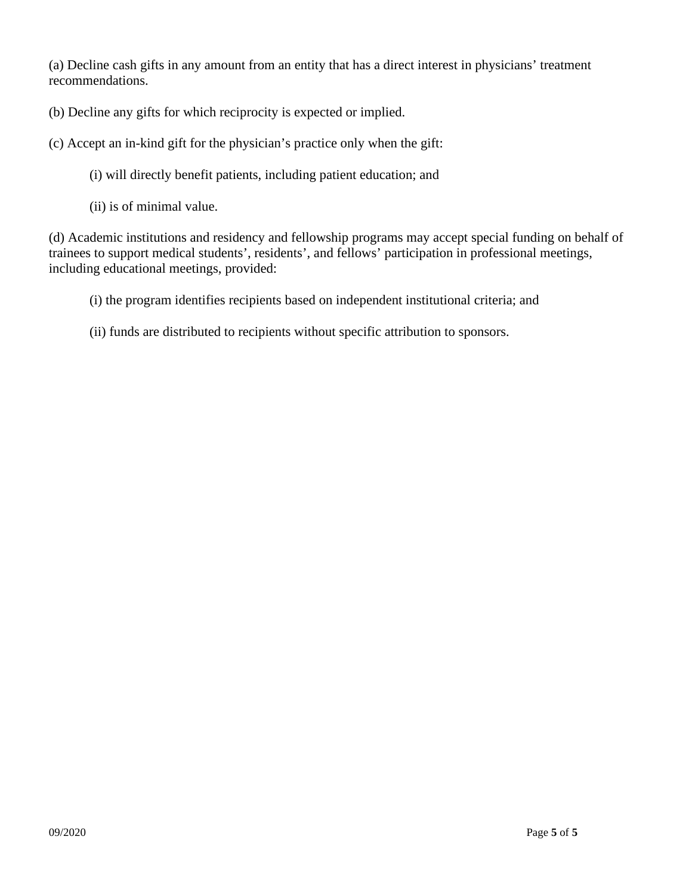(a) Decline cash gifts in any amount from an entity that has a direct interest in physicians' treatment recommendations.

(b) Decline any gifts for which reciprocity is expected or implied.

(c) Accept an in-kind gift for the physician's practice only when the gift:

> (i) will directly benefit patients, including patient education; and
>
> (ii) is of minimal value.

(d) Academic institutions and residency and fellowship programs may accept special funding on behalf of trainees to support medical students', residents', and fellows' participation in professional meetings, including educational meetings, provided:

> (i) the program identifies recipients based on independent institutional criteria; and
>
> (ii) funds are distributed to recipients without specific attribution to sponsors.